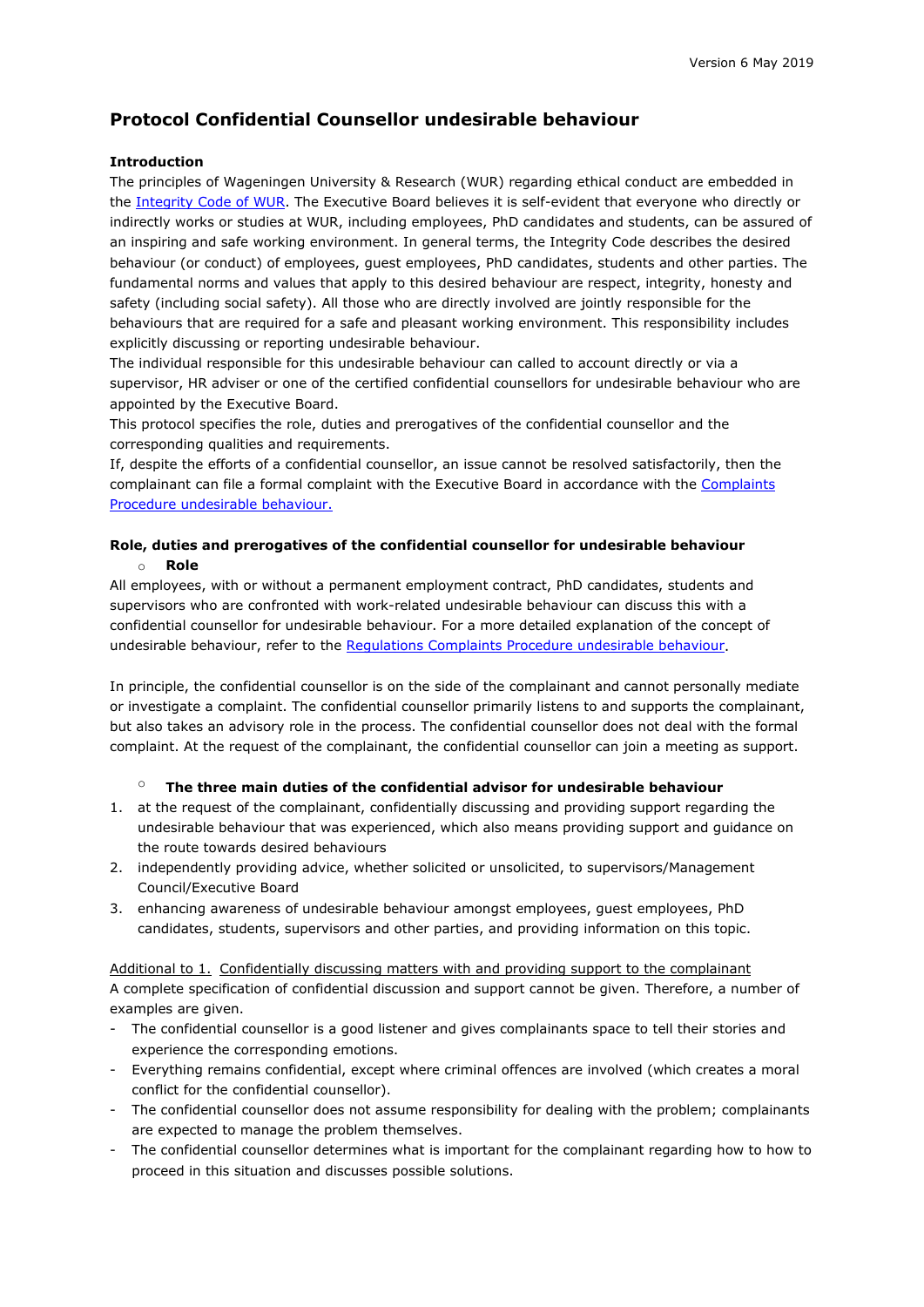Version 6 May 2019

# Protocol Confidential Counsellor undesirable behaviour

**Introduction**

The principles of Wageningen University & Research (WUR) regarding ethical conduct are embedded in the Integrity Code of WUR. The Executive Board believes it is self-evident that everyone who directly or indirectly works or studies at WUR, including employees, PhD candidates and students, can be assured of an inspiring and safe working environment. In general terms, the Integrity Code describes the desired behaviour (or conduct) of employees, guest employees, PhD candidates, students and other parties. The fundamental norms and values that apply to this desired behaviour are respect, integrity, honesty and safety (including social safety). All those who are directly involved are jointly responsible for the behaviours that are required for a safe and pleasant working environment. This responsibility includes explicitly discussing or reporting undesirable behaviour.

The individual responsible for this undesirable behaviour can called to account directly or via a supervisor, HR adviser or one of the certified confidential counsellors for undesirable behaviour who are appointed by the Executive Board.

This protocol specifies the role, duties and prerogatives of the confidential counsellor and the corresponding qualities and requirements.

If, despite the efforts of a confidential counsellor, an issue cannot be resolved satisfactorily, then the complainant can file a formal complaint with the Executive Board in accordance with the Complaints Procedure undesirable behaviour.

**Role, duties and prerogatives of the confidential counsellor for undesirable behaviour**

- **Role**

All employees, with or without a permanent employment contract, PhD candidates, students and supervisors who are confronted with work-related undesirable behaviour can discuss this with a confidential counsellor for undesirable behaviour. For a more detailed explanation of the concept of undesirable behaviour, refer to the Regulations Complaints Procedure undesirable behaviour.

In principle, the confidential counsellor is on the side of the complainant and cannot personally mediate or investigate a complaint. The confidential counsellor primarily listens to and supports the complainant, but also takes an advisory role in the process. The confidential counsellor does not deal with the formal complaint. At the request of the complainant, the confidential counsellor can join a meeting as support.

- **The three main duties of the confidential advisor for undesirable behaviour**

1. at the request of the complainant, confidentially discussing and providing support regarding the undesirable behaviour that was experienced, which also means providing support and guidance on the route towards desired behaviours
2. independently providing advice, whether solicited or unsolicited, to supervisors/Management Council/Executive Board
3. enhancing awareness of undesirable behaviour amongst employees, guest employees, PhD candidates, students, supervisors and other parties, and providing information on this topic.

<u>Additional to 1. Confidentially discussing matters with and providing support to the complainant</u>

A complete specification of confidential discussion and support cannot be given. Therefore, a number of examples are given.

- The confidential counsellor is a good listener and gives complainants space to tell their stories and experience the corresponding emotions.
- Everything remains confidential, except where criminal offences are involved (which creates a moral conflict for the confidential counsellor).
- The confidential counsellor does not assume responsibility for dealing with the problem; complainants are expected to manage the problem themselves.
- The confidential counsellor determines what is important for the complainant regarding how to how to proceed in this situation and discusses possible solutions.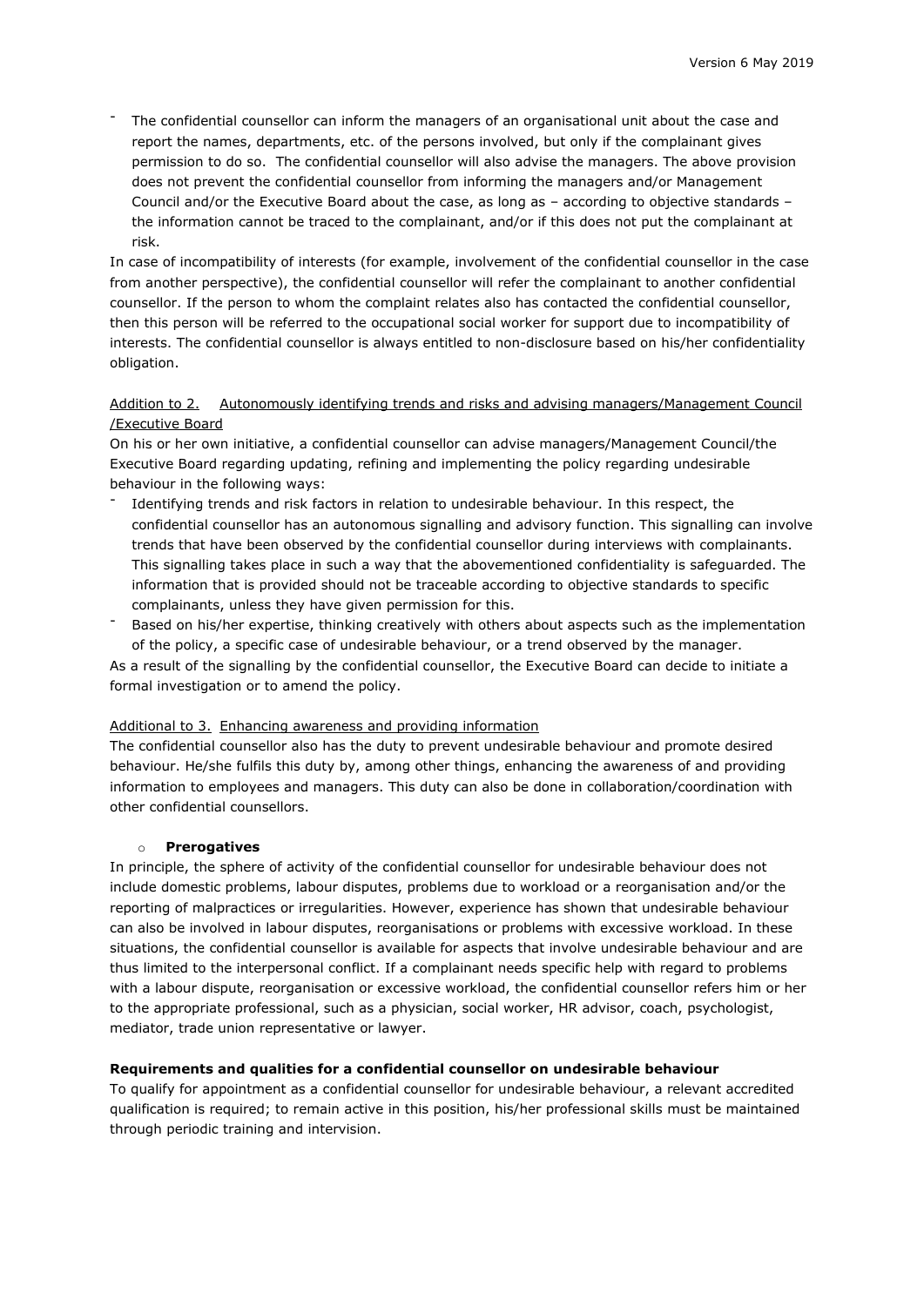- The confidential counsellor can inform the managers of an organisational unit about the case and report the names, departments, etc. of the persons involved, but only if the complainant gives permission to do so. The confidential counsellor will also advise the managers. The above provision does not prevent the confidential counsellor from informing the managers and/or Management Council and/or the Executive Board about the case, as long as – according to objective standards – the information cannot be traced to the complainant, and/or if this does not put the complainant at risk.

In case of incompatibility of interests (for example, involvement of the confidential counsellor in the case from another perspective), the confidential counsellor will refer the complainant to another confidential counsellor. If the person to whom the complaint relates also has contacted the confidential counsellor, then this person will be referred to the occupational social worker for support due to incompatibility of interests. The confidential counsellor is always entitled to non-disclosure based on his/her confidentiality obligation.

<u>Addition to 2. Autonomously identifying trends and risks and advising managers/Management Council /Executive Board</u>

On his or her own initiative, a confidential counsellor can advise managers/Management Council/the Executive Board regarding updating, refining and implementing the policy regarding undesirable behaviour in the following ways:

- Identifying trends and risk factors in relation to undesirable behaviour. In this respect, the confidential counsellor has an autonomous signalling and advisory function. This signalling can involve trends that have been observed by the confidential counsellor during interviews with complainants. This signalling takes place in such a way that the abovementioned confidentiality is safeguarded. The information that is provided should not be traceable according to objective standards to specific complainants, unless they have given permission for this.
- Based on his/her expertise, thinking creatively with others about aspects such as the implementation of the policy, a specific case of undesirable behaviour, or a trend observed by the manager.

As a result of the signalling by the confidential counsellor, the Executive Board can decide to initiate a formal investigation or to amend the policy.

<u>Additional to 3. Enhancing awareness and providing information</u>

The confidential counsellor also has the duty to prevent undesirable behaviour and promote desired behaviour. He/she fulfils this duty by, among other things, enhancing the awareness of and providing information to employees and managers. This duty can also be done in collaboration/coordination with other confidential counsellors.

- **Prerogatives**

In principle, the sphere of activity of the confidential counsellor for undesirable behaviour does not include domestic problems, labour disputes, problems due to workload or a reorganisation and/or the reporting of malpractices or irregularities. However, experience has shown that undesirable behaviour can also be involved in labour disputes, reorganisations or problems with excessive workload. In these situations, the confidential counsellor is available for aspects that involve undesirable behaviour and are thus limited to the interpersonal conflict. If a complainant needs specific help with regard to problems with a labour dispute, reorganisation or excessive workload, the confidential counsellor refers him or her to the appropriate professional, such as a physician, social worker, HR advisor, coach, psychologist, mediator, trade union representative or lawyer.

**Requirements and qualities for a confidential counsellor on undesirable behaviour**

To qualify for appointment as a confidential counsellor for undesirable behaviour, a relevant accredited qualification is required; to remain active in this position, his/her professional skills must be maintained through periodic training and intervision.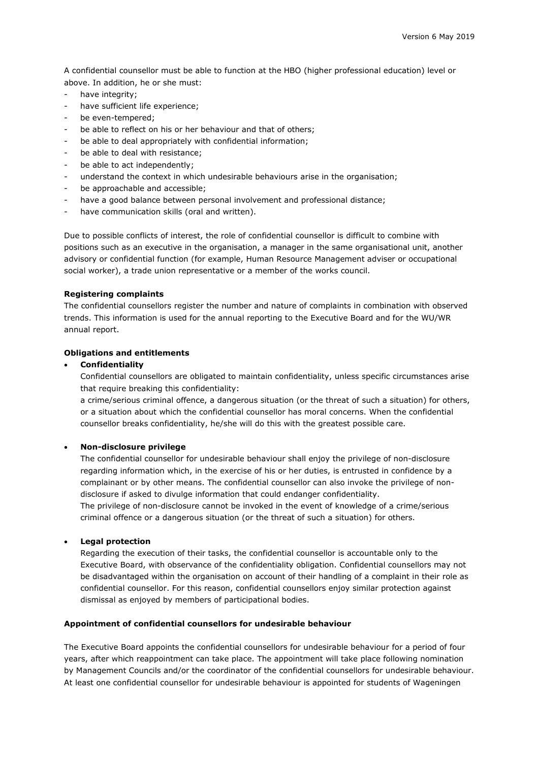A confidential counsellor must be able to function at the HBO (higher professional education) level or above. In addition, he or she must:

- have integrity;
- have sufficient life experience;
- be even-tempered;
- be able to reflect on his or her behaviour and that of others;
- be able to deal appropriately with confidential information;
- be able to deal with resistance;
- be able to act independently;
- understand the context in which undesirable behaviours arise in the organisation;
- be approachable and accessible;
- have a good balance between personal involvement and professional distance;
- have communication skills (oral and written).

Due to possible conflicts of interest, the role of confidential counsellor is difficult to combine with positions such as an executive in the organisation, a manager in the same organisational unit, another advisory or confidential function (for example, Human Resource Management adviser or occupational social worker), a trade union representative or a member of the works council.

**Registering complaints**

The confidential counsellors register the number and nature of complaints in combination with observed trends. This information is used for the annual reporting to the Executive Board and for the WU/WR annual report.

**Obligations and entitlements**

- **Confidentiality**

  Confidential counsellors are obligated to maintain confidentiality, unless specific circumstances arise that require breaking this confidentiality:
  a crime/serious criminal offence, a dangerous situation (or the threat of such a situation) for others, or a situation about which the confidential counsellor has moral concerns. When the confidential counsellor breaks confidentiality, he/she will do this with the greatest possible care.

- **Non-disclosure privilege**

  The confidential counsellor for undesirable behaviour shall enjoy the privilege of non-disclosure regarding information which, in the exercise of his or her duties, is entrusted in confidence by a complainant or by other means. The confidential counsellor can also invoke the privilege of non-disclosure if asked to divulge information that could endanger confidentiality.
  The privilege of non-disclosure cannot be invoked in the event of knowledge of a crime/serious criminal offence or a dangerous situation (or the threat of such a situation) for others.

- **Legal protection**

  Regarding the execution of their tasks, the confidential counsellor is accountable only to the Executive Board, with observance of the confidentiality obligation. Confidential counsellors may not be disadvantaged within the organisation on account of their handling of a complaint in their role as confidential counsellor. For this reason, confidential counsellors enjoy similar protection against dismissal as enjoyed by members of participational bodies.

**Appointment of confidential counsellors for undesirable behaviour**

The Executive Board appoints the confidential counsellors for undesirable behaviour for a period of four years, after which reappointment can take place. The appointment will take place following nomination by Management Councils and/or the coordinator of the confidential counsellors for undesirable behaviour. At least one confidential counsellor for undesirable behaviour is appointed for students of Wageningen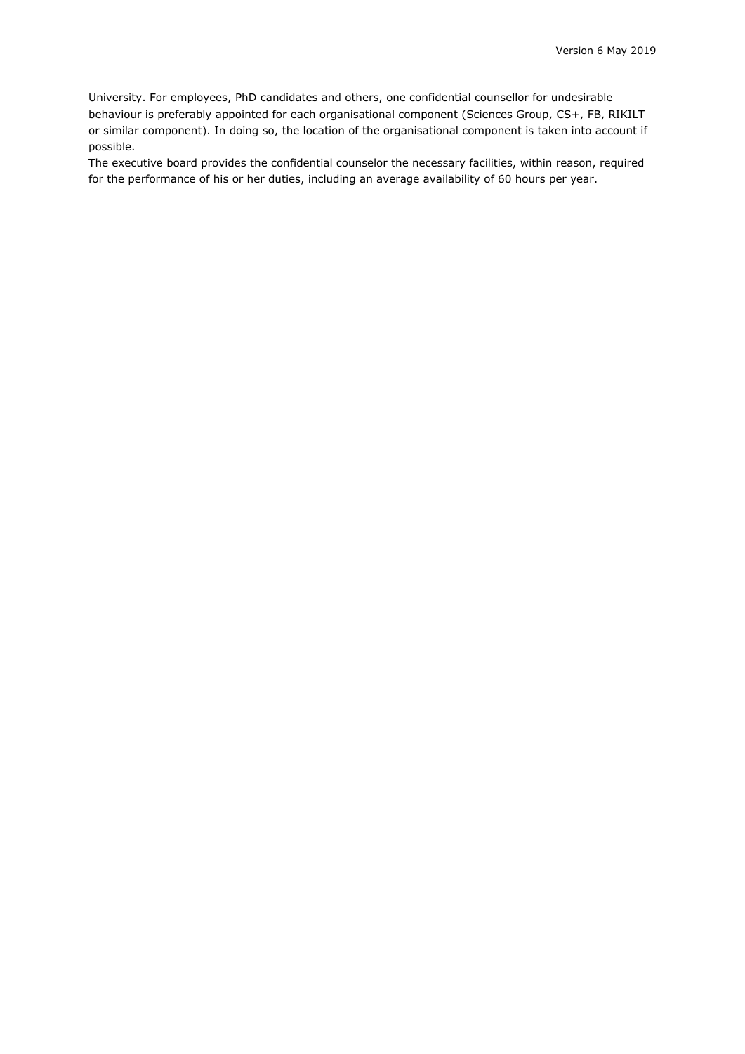University. For employees, PhD candidates and others, one confidential counsellor for undesirable behaviour is preferably appointed for each organisational component (Sciences Group, CS+, FB, RIKILT or similar component). In doing so, the location of the organisational component is taken into account if possible.

The executive board provides the confidential counselor the necessary facilities, within reason, required for the performance of his or her duties, including an average availability of 60 hours per year.